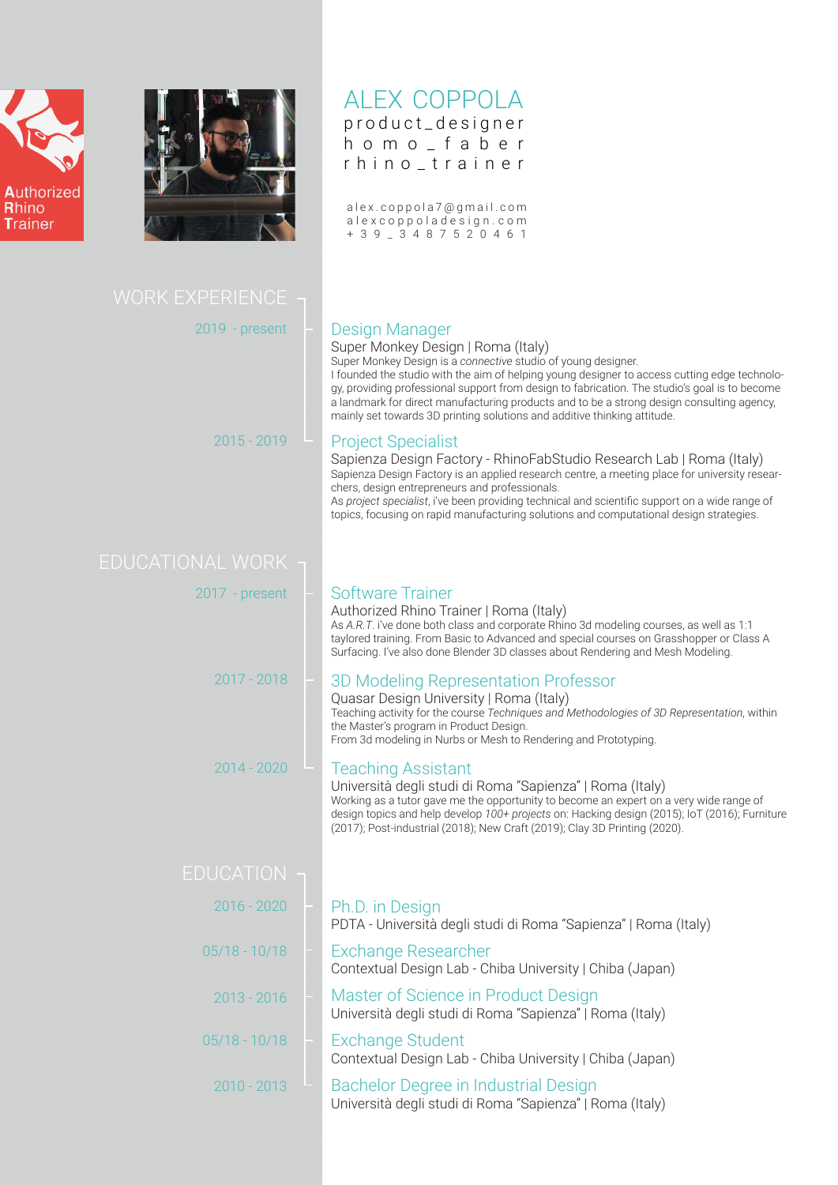Authorized Rhino Trainer

# ALEX COPPOLA

product_designer
homo_faber
rhino_trainer

alex.coppola7@gmail.com
alexcoppoladesign.com
+39_3487520461

## WORK EXPERIENCE

2019 - present

### Design Manager

Super Monkey Design | Roma (Italy)

Super Monkey Design is a *connective* studio of young designer.
I founded the studio with the aim of helping young designer to access cutting edge technology, providing professional support from design to fabrication. The studio's goal is to become a landmark for direct manufacturing products and to be a strong design consulting agency, mainly set towards 3D printing solutions and additive thinking attitude.

2015 - 2019

### Project Specialist

Sapienza Design Factory - RhinoFabStudio Research Lab | Roma (Italy)

Sapienza Design Factory is an applied research centre, a meeting place for university researchers, design entrepreneurs and professionals.
As *project specialist*, i've been providing technical and scientific support on a wide range of topics, focusing on rapid manufacturing solutions and computational design strategies.

## EDUCATIONAL WORK

2017 - present

### Software Trainer

Authorized Rhino Trainer | Roma (Italy)

As *A.R.T.* i've done both class and corporate Rhino 3d modeling courses, as well as 1:1 taylored training. From Basic to Advanced and special courses on Grasshopper or Class A Surfacing. I've also done Blender 3D classes about Rendering and Mesh Modeling.

2017 - 2018

### 3D Modeling Representation Professor

Quasar Design University | Roma (Italy)

Teaching activity for the course *Techniques and Methodologies of 3D Representation*, within the Master's program in Product Design.
From 3d modeling in Nurbs or Mesh to Rendering and Prototyping.

2014 - 2020

### Teaching Assistant

Università degli studi di Roma "Sapienza" | Roma (Italy)

Working as a tutor gave me the opportunity to become an expert on a very wide range of design topics and help develop *100+ projects* on: Hacking design (2015); IoT (2016); Furniture (2017); Post-industrial (2018); New Craft (2019); Clay 3D Printing (2020).

## EDUCATION

2016 - 2020

### Ph.D. in Design

PDTA - Università degli studi di Roma "Sapienza" | Roma (Italy)

05/18 - 10/18

### Exchange Researcher

Contextual Design Lab - Chiba University | Chiba (Japan)

2013 - 2016

### Master of Science in Product Design

Università degli studi di Roma "Sapienza" | Roma (Italy)

05/18 - 10/18

### Exchange Student

Contextual Design Lab - Chiba University | Chiba (Japan)

2010 - 2013

### Bachelor Degree in Industrial Design

Università degli studi di Roma "Sapienza" | Roma (Italy)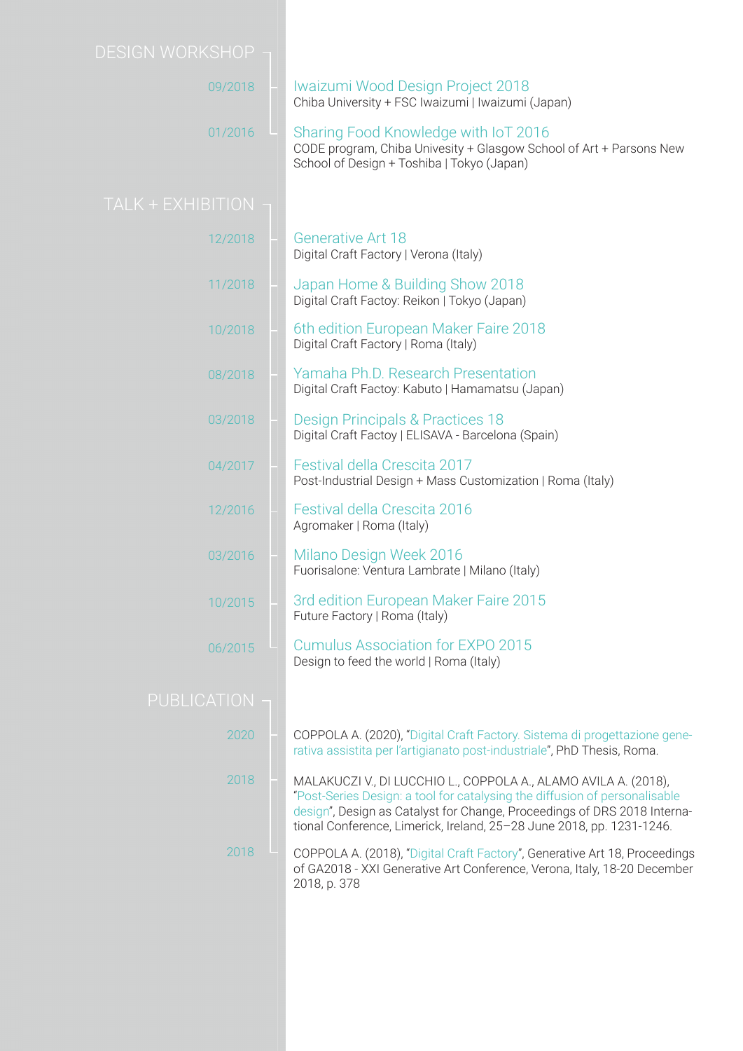## DESIGN WORKSHOP

09/2018 — **Iwaizumi Wood Design Project 2018**
Chiba University + FSC Iwaizumi | Iwaizumi (Japan)

01/2016 — **Sharing Food Knowledge with IoT 2016**
CODE program, Chiba Univesity + Glasgow School of Art + Parsons New School of Design + Toshiba | Tokyo (Japan)

## TALK + EXHIBITION

12/2018 — **Generative Art 18**
Digital Craft Factory | Verona (Italy)

11/2018 — **Japan Home & Building Show 2018**
Digital Craft Factoy: Reikon | Tokyo (Japan)

10/2018 — **6th edition European Maker Faire 2018**
Digital Craft Factory | Roma (Italy)

08/2018 — **Yamaha Ph.D. Research Presentation**
Digital Craft Factoy: Kabuto | Hamamatsu (Japan)

03/2018 — **Design Principals & Practices 18**
Digital Craft Factoy | ELISAVA - Barcelona (Spain)

04/2017 — **Festival della Crescita 2017**
Post-Industrial Design + Mass Customization | Roma (Italy)

12/2016 — **Festival della Crescita 2016**
Agromaker | Roma (Italy)

03/2016 — **Milano Design Week 2016**
Fuorisalone: Ventura Lambrate | Milano (Italy)

10/2015 — **3rd edition European Maker Faire 2015**
Future Factory | Roma (Italy)

06/2015 — **Cumulus Association for EXPO 2015**
Design to feed the world | Roma (Italy)

## PUBLICATION

2020 — COPPOLA A. (2020), "Digital Craft Factory. Sistema di progettazione generativa assistita per l'artigianato post-industriale", PhD Thesis, Roma.

2018 — MALAKUCZI V., DI LUCCHIO L., COPPOLA A., ALAMO AVILA A. (2018), "Post-Series Design: a tool for catalysing the diffusion of personalisable design", Design as Catalyst for Change, Proceedings of DRS 2018 International Conference, Limerick, Ireland, 25–28 June 2018, pp. 1231-1246.

2018 — COPPOLA A. (2018), "Digital Craft Factory", Generative Art 18, Proceedings of GA2018 - XXI Generative Art Conference, Verona, Italy, 18-20 December 2018, p. 378